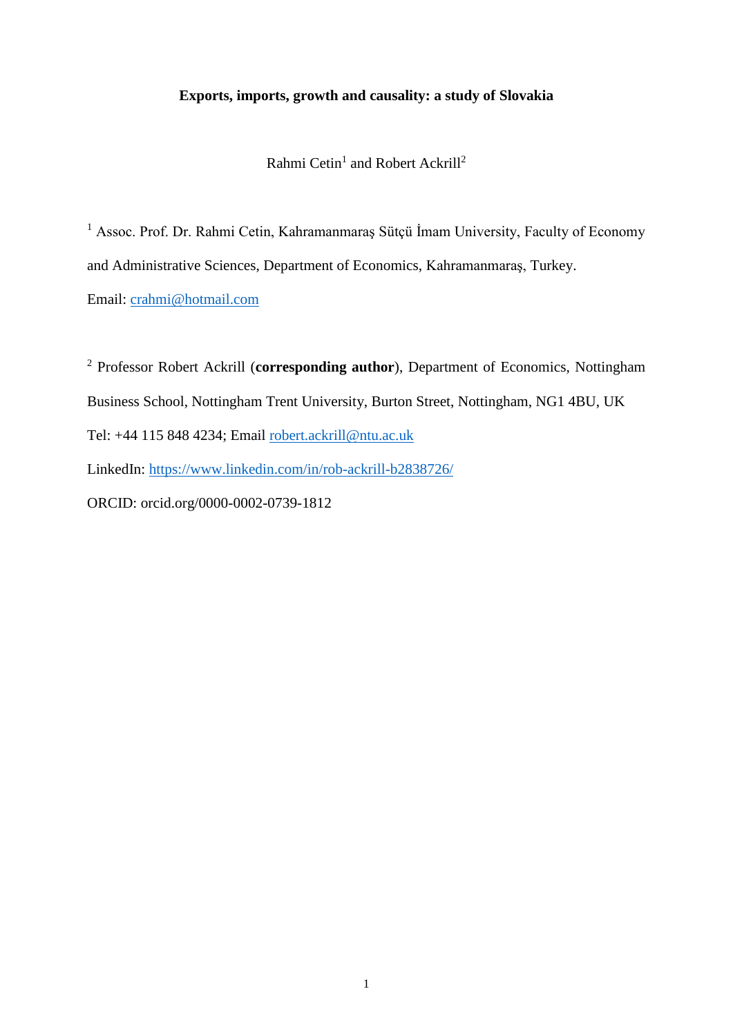**Exports, imports, growth and causality: a study of Slovakia**

Rahmi Cetin[1] and Robert Ackrill[2]

[1] Assoc. Prof. Dr. Rahmi Cetin, Kahramanmaraş Sütçü İmam University, Faculty of Economy and Administrative Sciences, Department of Economics, Kahramanmaraş, Turkey.

Email: crahmi@hotmail.com

[2] Professor Robert Ackrill (**corresponding author**), Department of Economics, Nottingham Business School, Nottingham Trent University, Burton Street, Nottingham, NG1 4BU, UK

Tel: +44 115 848 4234; Email robert.ackrill@ntu.ac.uk

LinkedIn: https://www.linkedin.com/in/rob-ackrill-b2838726/

ORCID: orcid.org/0000-0002-0739-1812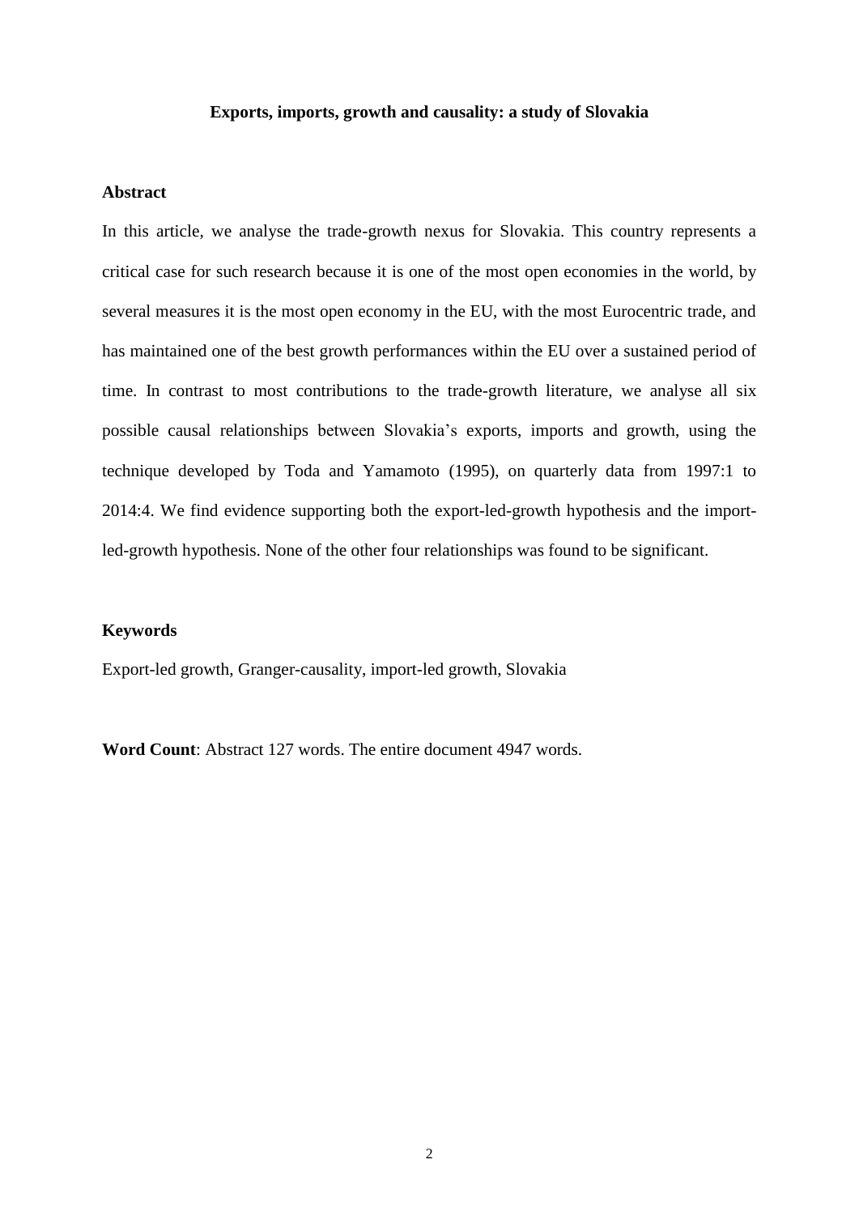**Exports, imports, growth and causality: a study of Slovakia**

## Abstract

In this article, we analyse the trade-growth nexus for Slovakia. This country represents a critical case for such research because it is one of the most open economies in the world, by several measures it is the most open economy in the EU, with the most Eurocentric trade, and has maintained one of the best growth performances within the EU over a sustained period of time. In contrast to most contributions to the trade-growth literature, we analyse all six possible causal relationships between Slovakia's exports, imports and growth, using the technique developed by Toda and Yamamoto (1995), on quarterly data from 1997:1 to 2014:4. We find evidence supporting both the export-led-growth hypothesis and the import-led-growth hypothesis. None of the other four relationships was found to be significant.

## Keywords

Export-led growth, Granger-causality, import-led growth, Slovakia

**Word Count**: Abstract 127 words. The entire document 4947 words.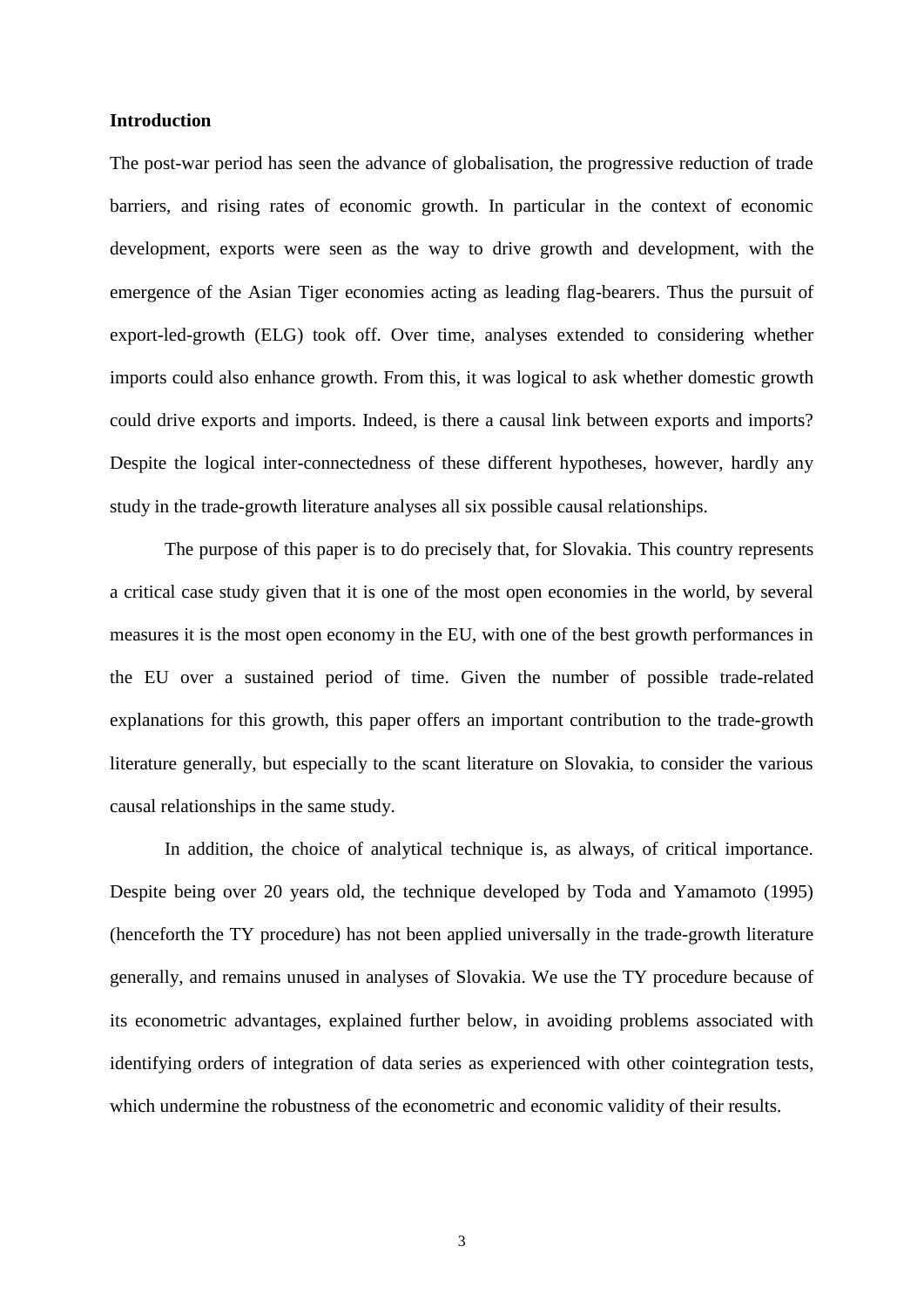**Introduction**

The post-war period has seen the advance of globalisation, the progressive reduction of trade barriers, and rising rates of economic growth. In particular in the context of economic development, exports were seen as the way to drive growth and development, with the emergence of the Asian Tiger economies acting as leading flag-bearers. Thus the pursuit of export-led-growth (ELG) took off. Over time, analyses extended to considering whether imports could also enhance growth. From this, it was logical to ask whether domestic growth could drive exports and imports. Indeed, is there a causal link between exports and imports? Despite the logical inter-connectedness of these different hypotheses, however, hardly any study in the trade-growth literature analyses all six possible causal relationships.

The purpose of this paper is to do precisely that, for Slovakia. This country represents a critical case study given that it is one of the most open economies in the world, by several measures it is the most open economy in the EU, with one of the best growth performances in the EU over a sustained period of time. Given the number of possible trade-related explanations for this growth, this paper offers an important contribution to the trade-growth literature generally, but especially to the scant literature on Slovakia, to consider the various causal relationships in the same study.

In addition, the choice of analytical technique is, as always, of critical importance. Despite being over 20 years old, the technique developed by Toda and Yamamoto (1995) (henceforth the TY procedure) has not been applied universally in the trade-growth literature generally, and remains unused in analyses of Slovakia. We use the TY procedure because of its econometric advantages, explained further below, in avoiding problems associated with identifying orders of integration of data series as experienced with other cointegration tests, which undermine the robustness of the econometric and economic validity of their results.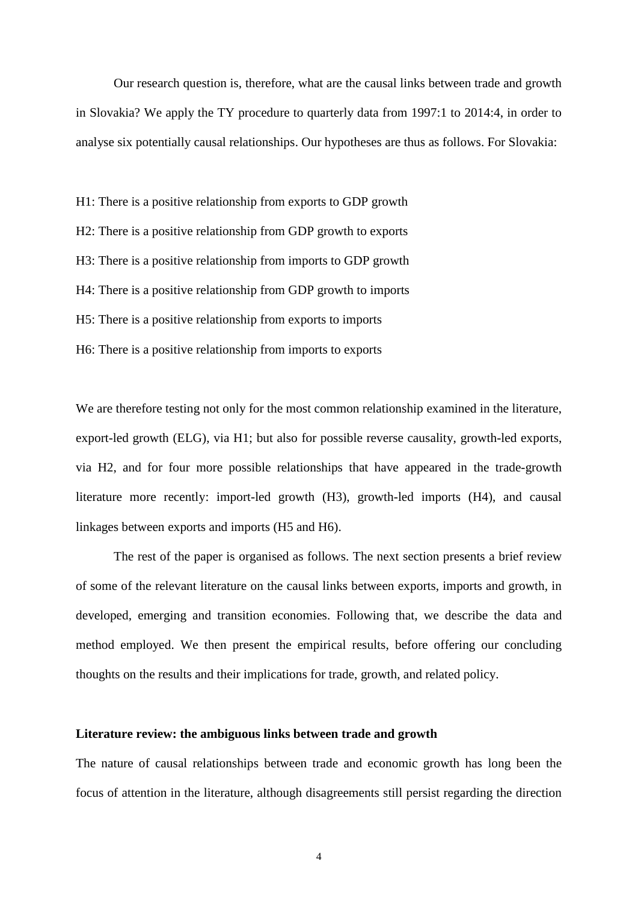Our research question is, therefore, what are the causal links between trade and growth in Slovakia? We apply the TY procedure to quarterly data from 1997:1 to 2014:4, in order to analyse six potentially causal relationships. Our hypotheses are thus as follows. For Slovakia:

H1: There is a positive relationship from exports to GDP growth

H2: There is a positive relationship from GDP growth to exports

H3: There is a positive relationship from imports to GDP growth

H4: There is a positive relationship from GDP growth to imports

H5: There is a positive relationship from exports to imports

H6: There is a positive relationship from imports to exports

We are therefore testing not only for the most common relationship examined in the literature, export-led growth (ELG), via H1; but also for possible reverse causality, growth-led exports, via H2, and for four more possible relationships that have appeared in the trade-growth literature more recently: import-led growth (H3), growth-led imports (H4), and causal linkages between exports and imports (H5 and H6).

The rest of the paper is organised as follows. The next section presents a brief review of some of the relevant literature on the causal links between exports, imports and growth, in developed, emerging and transition economies. Following that, we describe the data and method employed. We then present the empirical results, before offering our concluding thoughts on the results and their implications for trade, growth, and related policy.

## Literature review: the ambiguous links between trade and growth

The nature of causal relationships between trade and economic growth has long been the focus of attention in the literature, although disagreements still persist regarding the direction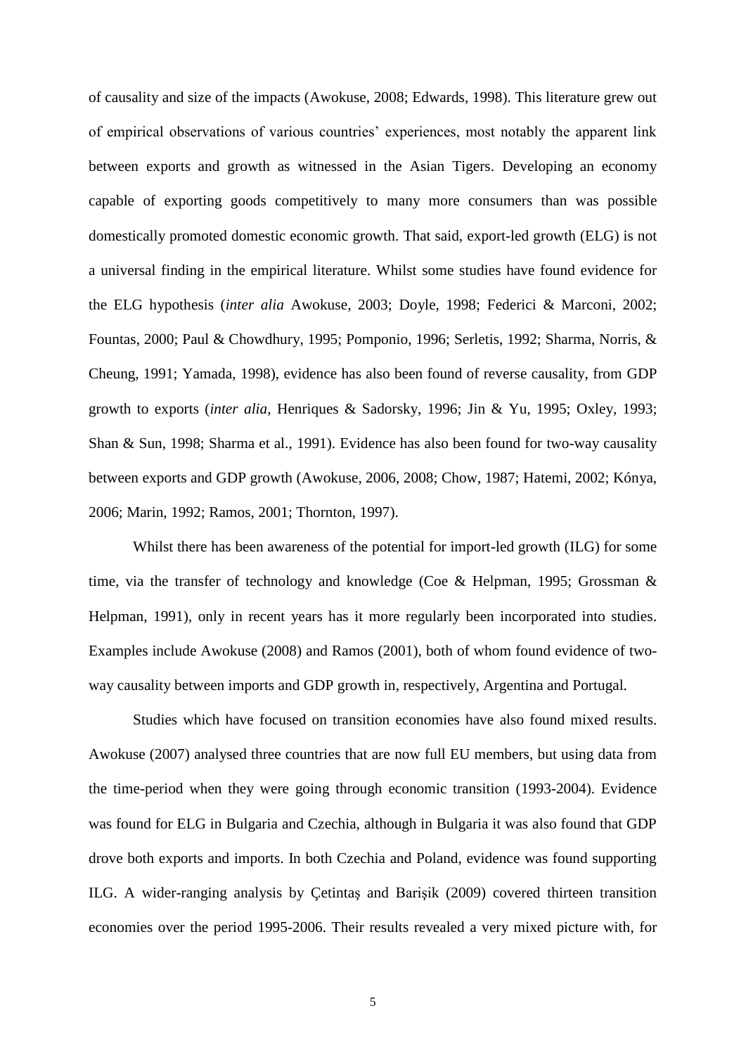of causality and size of the impacts (Awokuse, 2008; Edwards, 1998). This literature grew out of empirical observations of various countries' experiences, most notably the apparent link between exports and growth as witnessed in the Asian Tigers. Developing an economy capable of exporting goods competitively to many more consumers than was possible domestically promoted domestic economic growth. That said, export-led growth (ELG) is not a universal finding in the empirical literature. Whilst some studies have found evidence for the ELG hypothesis (*inter alia* Awokuse, 2003; Doyle, 1998; Federici & Marconi, 2002; Fountas, 2000; Paul & Chowdhury, 1995; Pomponio, 1996; Serletis, 1992; Sharma, Norris, & Cheung, 1991; Yamada, 1998), evidence has also been found of reverse causality, from GDP growth to exports (*inter alia*, Henriques & Sadorsky, 1996; Jin & Yu, 1995; Oxley, 1993; Shan & Sun, 1998; Sharma et al., 1991). Evidence has also been found for two-way causality between exports and GDP growth (Awokuse, 2006, 2008; Chow, 1987; Hatemi, 2002; Kónya, 2006; Marin, 1992; Ramos, 2001; Thornton, 1997).

Whilst there has been awareness of the potential for import-led growth (ILG) for some time, via the transfer of technology and knowledge (Coe & Helpman, 1995; Grossman & Helpman, 1991), only in recent years has it more regularly been incorporated into studies. Examples include Awokuse (2008) and Ramos (2001), both of whom found evidence of two-way causality between imports and GDP growth in, respectively, Argentina and Portugal.

Studies which have focused on transition economies have also found mixed results. Awokuse (2007) analysed three countries that are now full EU members, but using data from the time-period when they were going through economic transition (1993-2004). Evidence was found for ELG in Bulgaria and Czechia, although in Bulgaria it was also found that GDP drove both exports and imports. In both Czechia and Poland, evidence was found supporting ILG. A wider-ranging analysis by Çetintaş and Barişik (2009) covered thirteen transition economies over the period 1995-2006. Their results revealed a very mixed picture with, for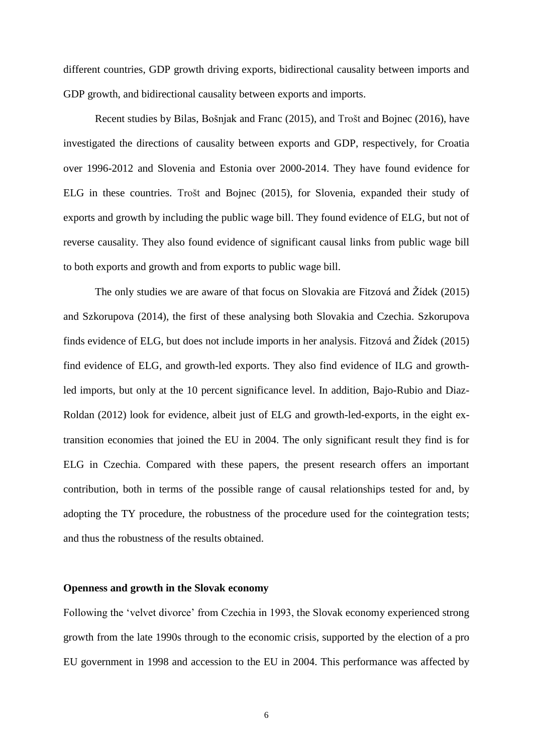different countries, GDP growth driving exports, bidirectional causality between imports and GDP growth, and bidirectional causality between exports and imports.

Recent studies by Bilas, Bošnjak and Franc (2015), and Trošt and Bojnec (2016), have investigated the directions of causality between exports and GDP, respectively, for Croatia over 1996-2012 and Slovenia and Estonia over 2000-2014. They have found evidence for ELG in these countries. Trošt and Bojnec (2015), for Slovenia, expanded their study of exports and growth by including the public wage bill. They found evidence of ELG, but not of reverse causality. They also found evidence of significant causal links from public wage bill to both exports and growth and from exports to public wage bill.

The only studies we are aware of that focus on Slovakia are Fitzová and Žídek (2015) and Szkorupova (2014), the first of these analysing both Slovakia and Czechia. Szkorupova finds evidence of ELG, but does not include imports in her analysis. Fitzová and Žídek (2015) find evidence of ELG, and growth-led exports. They also find evidence of ILG and growth-led imports, but only at the 10 percent significance level. In addition, Bajo-Rubio and Diaz-Roldan (2012) look for evidence, albeit just of ELG and growth-led-exports, in the eight ex-transition economies that joined the EU in 2004. The only significant result they find is for ELG in Czechia. Compared with these papers, the present research offers an important contribution, both in terms of the possible range of causal relationships tested for and, by adopting the TY procedure, the robustness of the procedure used for the cointegration tests; and thus the robustness of the results obtained.

**Openness and growth in the Slovak economy**

Following the 'velvet divorce' from Czechia in 1993, the Slovak economy experienced strong growth from the late 1990s through to the economic crisis, supported by the election of a pro EU government in 1998 and accession to the EU in 2004. This performance was affected by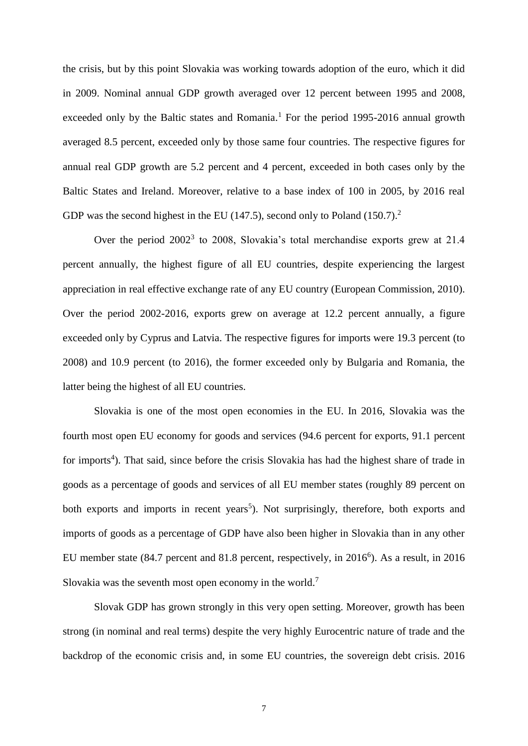the crisis, but by this point Slovakia was working towards adoption of the euro, which it did in 2009. Nominal annual GDP growth averaged over 12 percent between 1995 and 2008, exceeded only by the Baltic states and Romania.[1] For the period 1995-2016 annual growth averaged 8.5 percent, exceeded only by those same four countries. The respective figures for annual real GDP growth are 5.2 percent and 4 percent, exceeded in both cases only by the Baltic States and Ireland. Moreover, relative to a base index of 100 in 2005, by 2016 real GDP was the second highest in the EU (147.5), second only to Poland (150.7).[2]

Over the period 2002[3] to 2008, Slovakia's total merchandise exports grew at 21.4 percent annually, the highest figure of all EU countries, despite experiencing the largest appreciation in real effective exchange rate of any EU country (European Commission, 2010). Over the period 2002-2016, exports grew on average at 12.2 percent annually, a figure exceeded only by Cyprus and Latvia. The respective figures for imports were 19.3 percent (to 2008) and 10.9 percent (to 2016), the former exceeded only by Bulgaria and Romania, the latter being the highest of all EU countries.

Slovakia is one of the most open economies in the EU. In 2016, Slovakia was the fourth most open EU economy for goods and services (94.6 percent for exports, 91.1 percent for imports[4]). That said, since before the crisis Slovakia has had the highest share of trade in goods as a percentage of goods and services of all EU member states (roughly 89 percent on both exports and imports in recent years[5]). Not surprisingly, therefore, both exports and imports of goods as a percentage of GDP have also been higher in Slovakia than in any other EU member state (84.7 percent and 81.8 percent, respectively, in 2016[6]). As a result, in 2016 Slovakia was the seventh most open economy in the world.[7]

Slovak GDP has grown strongly in this very open setting. Moreover, growth has been strong (in nominal and real terms) despite the very highly Eurocentric nature of trade and the backdrop of the economic crisis and, in some EU countries, the sovereign debt crisis. 2016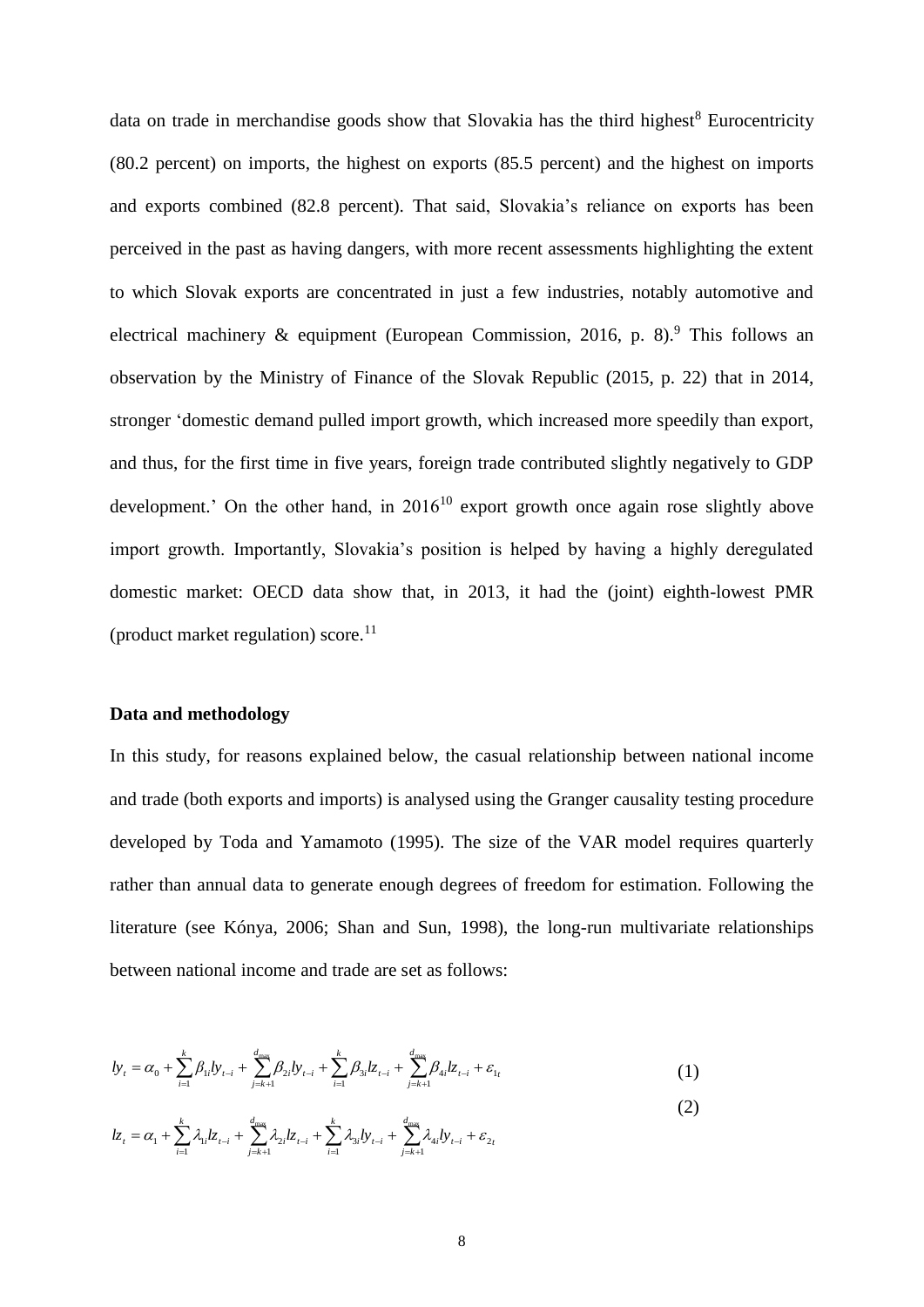data on trade in merchandise goods show that Slovakia has the third highest[8] Eurocentricity (80.2 percent) on imports, the highest on exports (85.5 percent) and the highest on imports and exports combined (82.8 percent). That said, Slovakia's reliance on exports has been perceived in the past as having dangers, with more recent assessments highlighting the extent to which Slovak exports are concentrated in just a few industries, notably automotive and electrical machinery & equipment (European Commission, 2016, p. 8).[9] This follows an observation by the Ministry of Finance of the Slovak Republic (2015, p. 22) that in 2014, stronger 'domestic demand pulled import growth, which increased more speedily than export, and thus, for the first time in five years, foreign trade contributed slightly negatively to GDP development.' On the other hand, in 2016[10] export growth once again rose slightly above import growth. Importantly, Slovakia's position is helped by having a highly deregulated domestic market: OECD data show that, in 2013, it had the (joint) eighth-lowest PMR (product market regulation) score.[11]

**Data and methodology**

In this study, for reasons explained below, the casual relationship between national income and trade (both exports and imports) is analysed using the Granger causality testing procedure developed by Toda and Yamamoto (1995). The size of the VAR model requires quarterly rather than annual data to generate enough degrees of freedom for estimation. Following the literature (see Kónya, 2006; Shan and Sun, 1998), the long-run multivariate relationships between national income and trade are set as follows:

$$ly_t = \alpha_0 + \sum_{i=1}^{k} \beta_{1i} ly_{t-i} + \sum_{j=k+1}^{d_{\max}} \beta_{2i} ly_{t-i} + \sum_{i=1}^{k} \beta_{3i} lz_{t-i} + \sum_{j=k+1}^{d_{\max}} \beta_{4i} lz_{t-i} + \varepsilon_{1t} \tag{1}$$

$$lz_t = \alpha_1 + \sum_{i=1}^{k} \lambda_{1i} lz_{t-i} + \sum_{j=k+1}^{d_{\max}} \lambda_{2i} lz_{t-i} + \sum_{i=1}^{k} \lambda_{3i} ly_{t-i} + \sum_{j=k+1}^{d_{\max}} \lambda_{4i} ly_{t-i} + \varepsilon_{2t} \tag{2}$$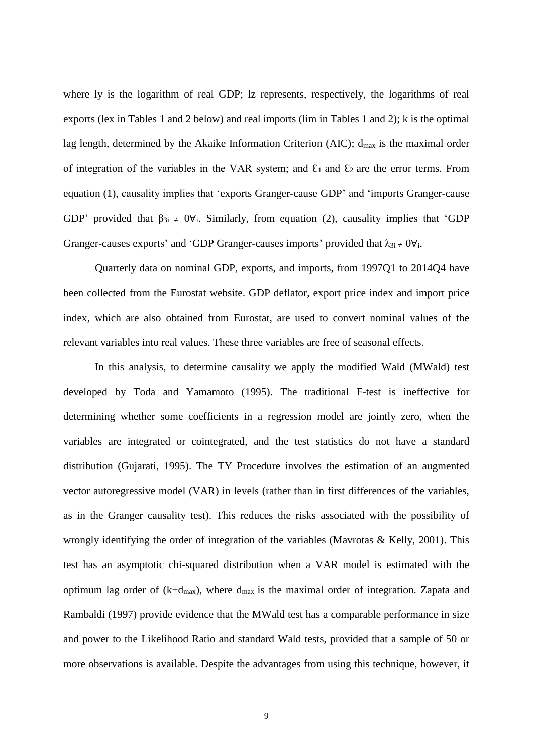where ly is the logarithm of real GDP; lz represents, respectively, the logarithms of real exports (lex in Tables 1 and 2 below) and real imports (lim in Tables 1 and 2); k is the optimal lag length, determined by the Akaike Information Criterion (AIC); $d_{max}$ is the maximal order of integration of the variables in the VAR system; and $\varepsilon_1$ and $\varepsilon_2$ are the error terms. From equation (1), causality implies that 'exports Granger-cause GDP' and 'imports Granger-cause GDP' provided that $\beta_{3i} \neq 0 \forall_i$. Similarly, from equation (2), causality implies that 'GDP Granger-causes exports' and 'GDP Granger-causes imports' provided that $\lambda_{3i} \neq 0 \forall_i$.

Quarterly data on nominal GDP, exports, and imports, from 1997Q1 to 2014Q4 have been collected from the Eurostat website. GDP deflator, export price index and import price index, which are also obtained from Eurostat, are used to convert nominal values of the relevant variables into real values. These three variables are free of seasonal effects.

In this analysis, to determine causality we apply the modified Wald (MWald) test developed by Toda and Yamamoto (1995). The traditional F-test is ineffective for determining whether some coefficients in a regression model are jointly zero, when the variables are integrated or cointegrated, and the test statistics do not have a standard distribution (Gujarati, 1995). The TY Procedure involves the estimation of an augmented vector autoregressive model (VAR) in levels (rather than in first differences of the variables, as in the Granger causality test). This reduces the risks associated with the possibility of wrongly identifying the order of integration of the variables (Mavrotas & Kelly, 2001). This test has an asymptotic chi-squared distribution when a VAR model is estimated with the optimum lag order of $(k+d_{max})$, where $d_{max}$ is the maximal order of integration. Zapata and Rambaldi (1997) provide evidence that the MWald test has a comparable performance in size and power to the Likelihood Ratio and standard Wald tests, provided that a sample of 50 or more observations is available. Despite the advantages from using this technique, however, it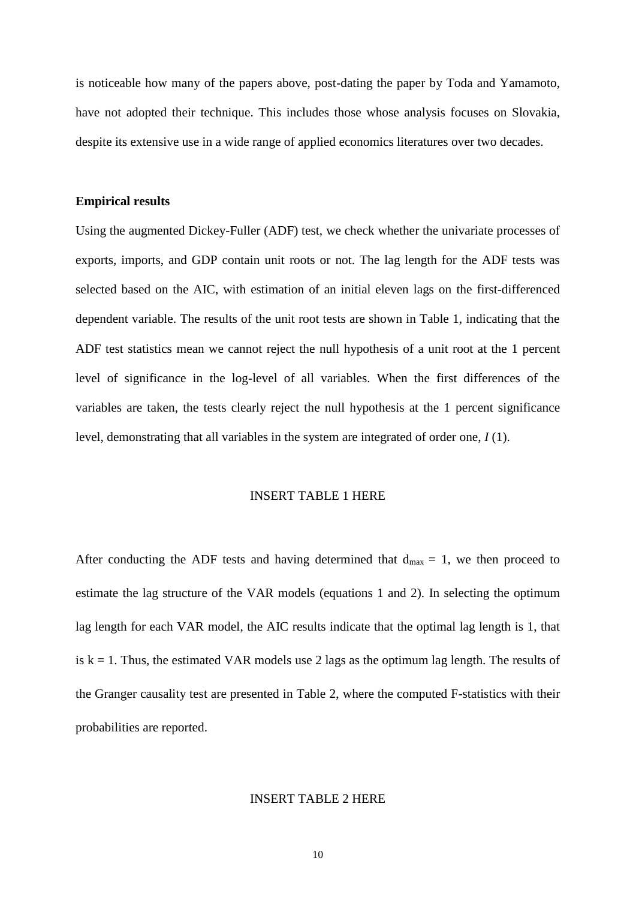is noticeable how many of the papers above, post-dating the paper by Toda and Yamamoto, have not adopted their technique. This includes those whose analysis focuses on Slovakia, despite its extensive use in a wide range of applied economics literatures over two decades.

**Empirical results**

Using the augmented Dickey-Fuller (ADF) test, we check whether the univariate processes of exports, imports, and GDP contain unit roots or not. The lag length for the ADF tests was selected based on the AIC, with estimation of an initial eleven lags on the first-differenced dependent variable. The results of the unit root tests are shown in Table 1, indicating that the ADF test statistics mean we cannot reject the null hypothesis of a unit root at the 1 percent level of significance in the log-level of all variables. When the first differences of the variables are taken, the tests clearly reject the null hypothesis at the 1 percent significance level, demonstrating that all variables in the system are integrated of order one, *I* (1).

INSERT TABLE 1 HERE

After conducting the ADF tests and having determined that $d_{max} = 1$, we then proceed to estimate the lag structure of the VAR models (equations 1 and 2). In selecting the optimum lag length for each VAR model, the AIC results indicate that the optimal lag length is 1, that is $k = 1$. Thus, the estimated VAR models use 2 lags as the optimum lag length. The results of the Granger causality test are presented in Table 2, where the computed F-statistics with their probabilities are reported.

INSERT TABLE 2 HERE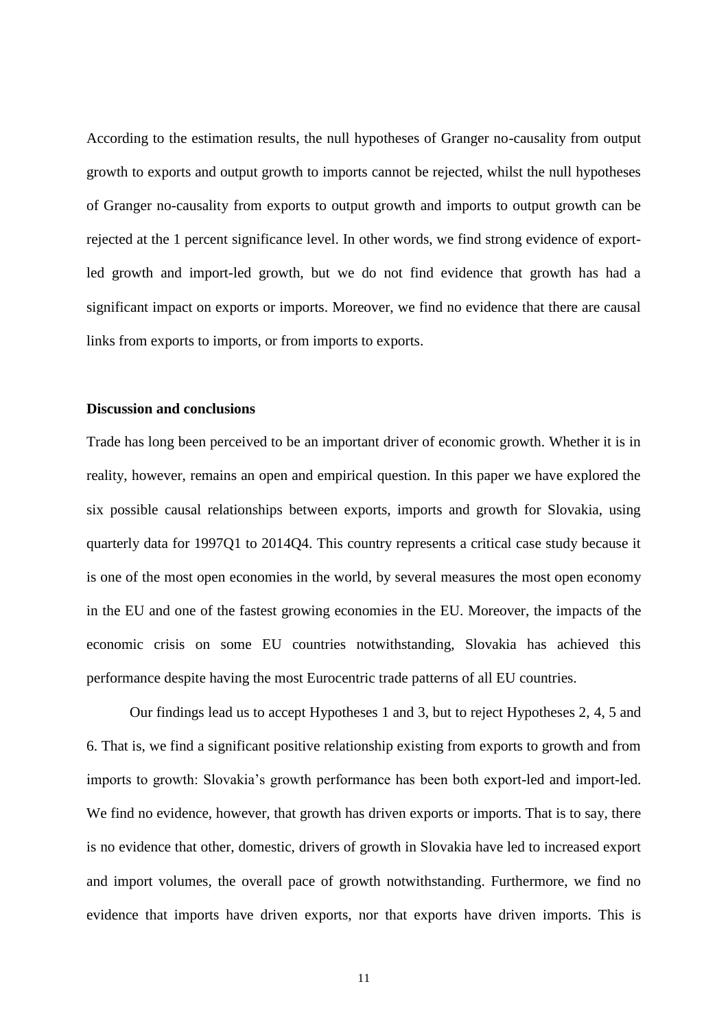According to the estimation results, the null hypotheses of Granger no-causality from output growth to exports and output growth to imports cannot be rejected, whilst the null hypotheses of Granger no-causality from exports to output growth and imports to output growth can be rejected at the 1 percent significance level. In other words, we find strong evidence of export-led growth and import-led growth, but we do not find evidence that growth has had a significant impact on exports or imports. Moreover, we find no evidence that there are causal links from exports to imports, or from imports to exports.

**Discussion and conclusions**

Trade has long been perceived to be an important driver of economic growth. Whether it is in reality, however, remains an open and empirical question. In this paper we have explored the six possible causal relationships between exports, imports and growth for Slovakia, using quarterly data for 1997Q1 to 2014Q4. This country represents a critical case study because it is one of the most open economies in the world, by several measures the most open economy in the EU and one of the fastest growing economies in the EU. Moreover, the impacts of the economic crisis on some EU countries notwithstanding, Slovakia has achieved this performance despite having the most Eurocentric trade patterns of all EU countries.

Our findings lead us to accept Hypotheses 1 and 3, but to reject Hypotheses 2, 4, 5 and 6. That is, we find a significant positive relationship existing from exports to growth and from imports to growth: Slovakia's growth performance has been both export-led and import-led. We find no evidence, however, that growth has driven exports or imports. That is to say, there is no evidence that other, domestic, drivers of growth in Slovakia have led to increased export and import volumes, the overall pace of growth notwithstanding. Furthermore, we find no evidence that imports have driven exports, nor that exports have driven imports. This is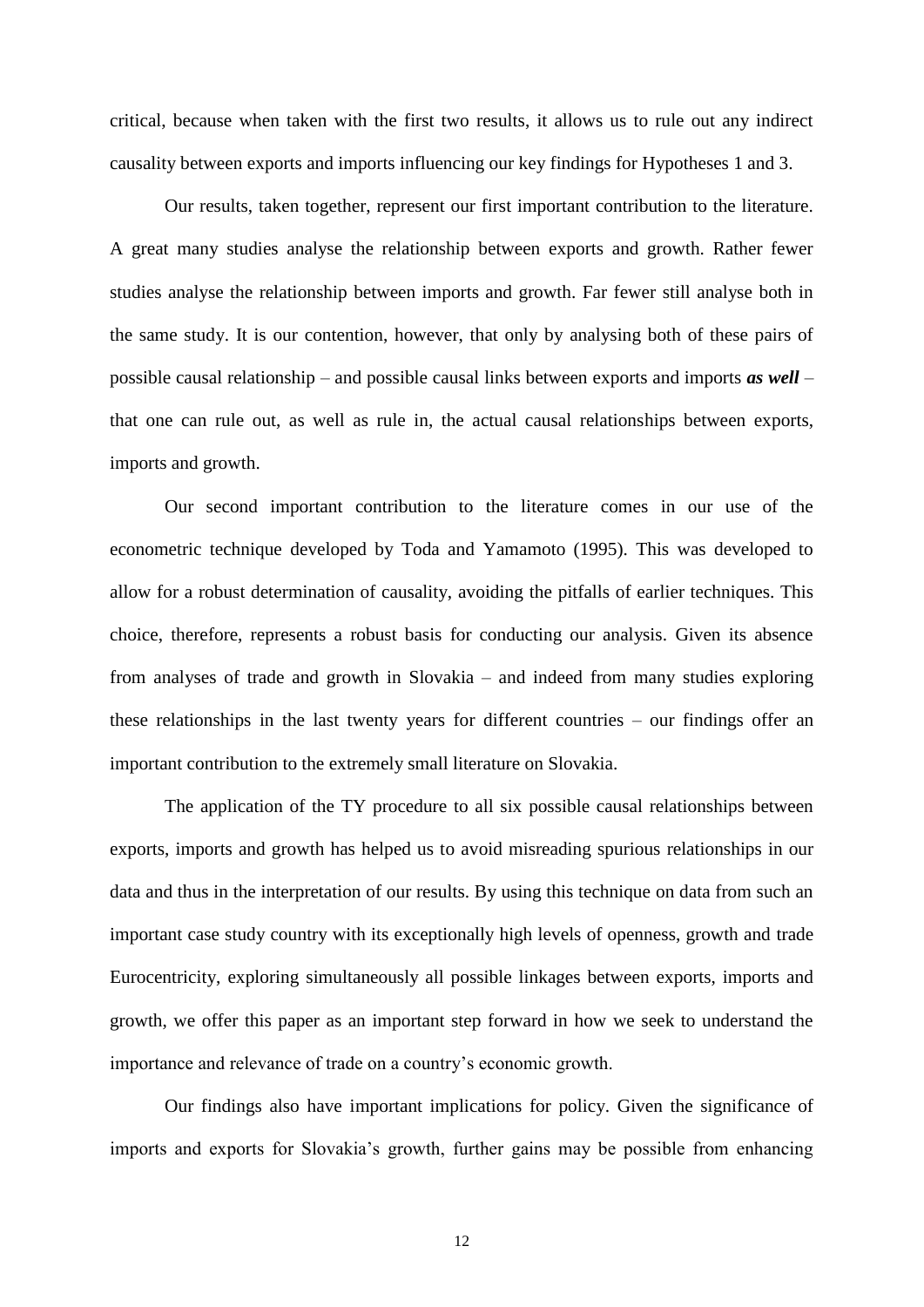critical, because when taken with the first two results, it allows us to rule out any indirect causality between exports and imports influencing our key findings for Hypotheses 1 and 3.

Our results, taken together, represent our first important contribution to the literature. A great many studies analyse the relationship between exports and growth. Rather fewer studies analyse the relationship between imports and growth. Far fewer still analyse both in the same study. It is our contention, however, that only by analysing both of these pairs of possible causal relationship – and possible causal links between exports and imports ***as well*** – that one can rule out, as well as rule in, the actual causal relationships between exports, imports and growth.

Our second important contribution to the literature comes in our use of the econometric technique developed by Toda and Yamamoto (1995). This was developed to allow for a robust determination of causality, avoiding the pitfalls of earlier techniques. This choice, therefore, represents a robust basis for conducting our analysis. Given its absence from analyses of trade and growth in Slovakia – and indeed from many studies exploring these relationships in the last twenty years for different countries – our findings offer an important contribution to the extremely small literature on Slovakia.

The application of the TY procedure to all six possible causal relationships between exports, imports and growth has helped us to avoid misreading spurious relationships in our data and thus in the interpretation of our results. By using this technique on data from such an important case study country with its exceptionally high levels of openness, growth and trade Eurocentricity, exploring simultaneously all possible linkages between exports, imports and growth, we offer this paper as an important step forward in how we seek to understand the importance and relevance of trade on a country's economic growth.

Our findings also have important implications for policy. Given the significance of imports and exports for Slovakia's growth, further gains may be possible from enhancing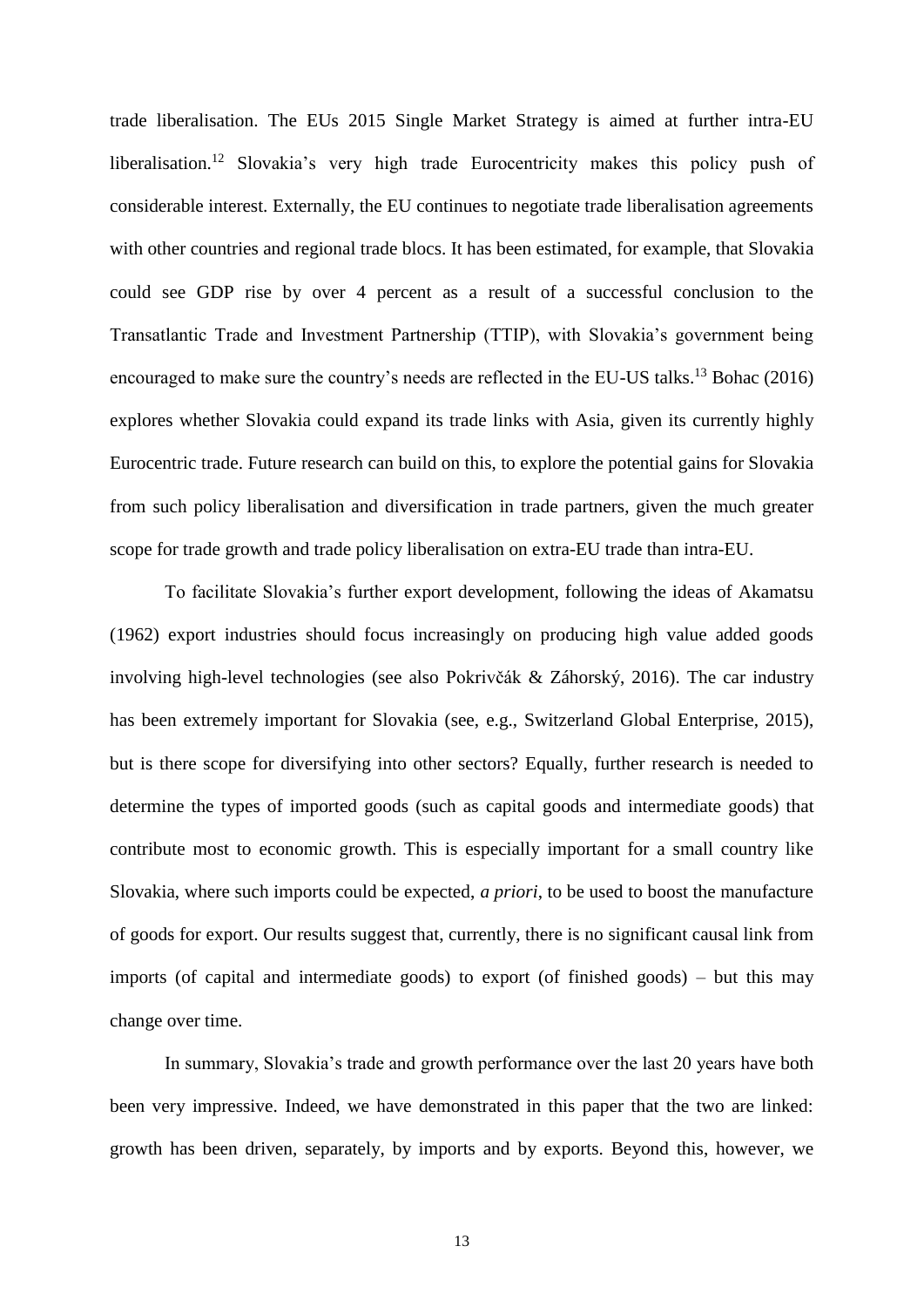trade liberalisation. The EUs 2015 Single Market Strategy is aimed at further intra-EU liberalisation.[12] Slovakia's very high trade Eurocentricity makes this policy push of considerable interest. Externally, the EU continues to negotiate trade liberalisation agreements with other countries and regional trade blocs. It has been estimated, for example, that Slovakia could see GDP rise by over 4 percent as a result of a successful conclusion to the Transatlantic Trade and Investment Partnership (TTIP), with Slovakia's government being encouraged to make sure the country's needs are reflected in the EU-US talks.[13] Bohac (2016) explores whether Slovakia could expand its trade links with Asia, given its currently highly Eurocentric trade. Future research can build on this, to explore the potential gains for Slovakia from such policy liberalisation and diversification in trade partners, given the much greater scope for trade growth and trade policy liberalisation on extra-EU trade than intra-EU.

To facilitate Slovakia's further export development, following the ideas of Akamatsu (1962) export industries should focus increasingly on producing high value added goods involving high-level technologies (see also Pokrivčák & Záhorský, 2016). The car industry has been extremely important for Slovakia (see, e.g., Switzerland Global Enterprise, 2015), but is there scope for diversifying into other sectors? Equally, further research is needed to determine the types of imported goods (such as capital goods and intermediate goods) that contribute most to economic growth. This is especially important for a small country like Slovakia, where such imports could be expected, *a priori*, to be used to boost the manufacture of goods for export. Our results suggest that, currently, there is no significant causal link from imports (of capital and intermediate goods) to export (of finished goods) – but this may change over time.

In summary, Slovakia's trade and growth performance over the last 20 years have both been very impressive. Indeed, we have demonstrated in this paper that the two are linked: growth has been driven, separately, by imports and by exports. Beyond this, however, we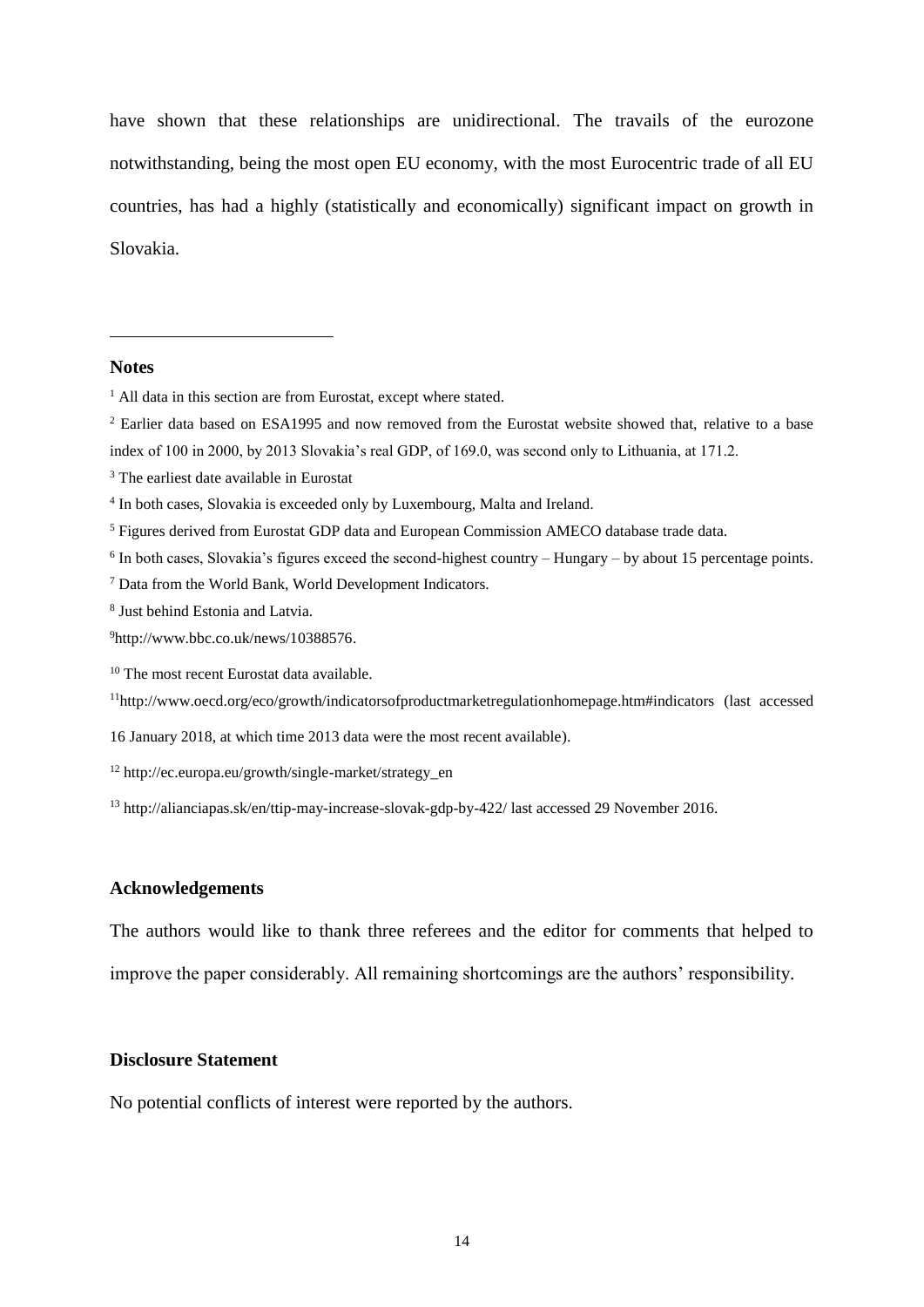have shown that these relationships are unidirectional. The travails of the eurozone notwithstanding, being the most open EU economy, with the most Eurocentric trade of all EU countries, has had a highly (statistically and economically) significant impact on growth in Slovakia.

## Notes

[1] All data in this section are from Eurostat, except where stated.

[2] Earlier data based on ESA1995 and now removed from the Eurostat website showed that, relative to a base index of 100 in 2000, by 2013 Slovakia's real GDP, of 169.0, was second only to Lithuania, at 171.2.

[3] The earliest date available in Eurostat

[4] In both cases, Slovakia is exceeded only by Luxembourg, Malta and Ireland.

[5] Figures derived from Eurostat GDP data and European Commission AMECO database trade data.

[6] In both cases, Slovakia's figures exceed the second-highest country – Hungary – by about 15 percentage points.

[7] Data from the World Bank, World Development Indicators.

[8] Just behind Estonia and Latvia.

[9] http://www.bbc.co.uk/news/10388576.

[10] The most recent Eurostat data available.

[11] http://www.oecd.org/eco/growth/indicatorsofproductmarketregulationhomepage.htm#indicators (last accessed 16 January 2018, at which time 2013 data were the most recent available).

[12] http://ec.europa.eu/growth/single-market/strategy_en

[13] http://alianciapas.sk/en/ttip-may-increase-slovak-gdp-by-422/ last accessed 29 November 2016.

## Acknowledgements

The authors would like to thank three referees and the editor for comments that helped to improve the paper considerably. All remaining shortcomings are the authors' responsibility.

## Disclosure Statement

No potential conflicts of interest were reported by the authors.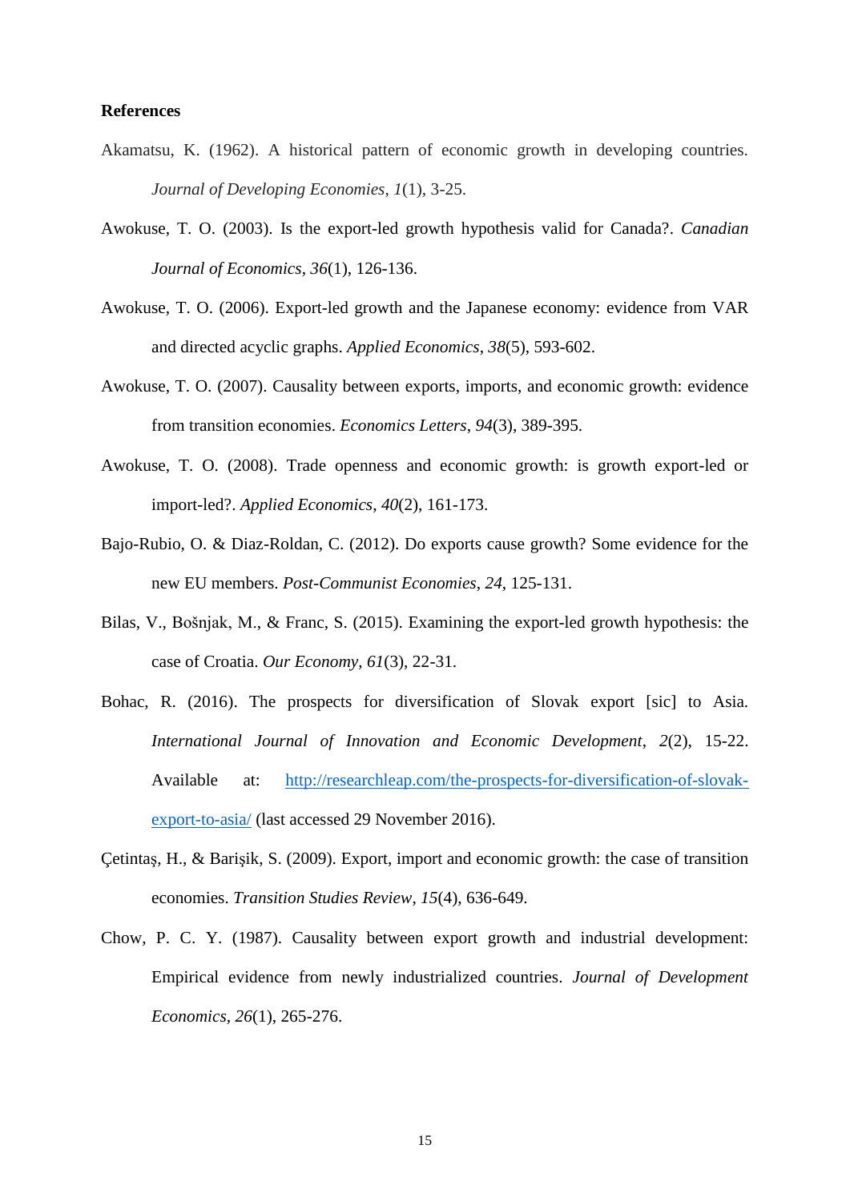**References**

Akamatsu, K. (1962). A historical pattern of economic growth in developing countries. *Journal of Developing Economies*, *1*(1), 3-25.

Awokuse, T. O. (2003). Is the export-led growth hypothesis valid for Canada?. *Canadian Journal of Economics*, *36*(1), 126-136.

Awokuse, T. O. (2006). Export-led growth and the Japanese economy: evidence from VAR and directed acyclic graphs. *Applied Economics*, *38*(5), 593-602.

Awokuse, T. O. (2007). Causality between exports, imports, and economic growth: evidence from transition economies. *Economics Letters*, *94*(3), 389-395.

Awokuse, T. O. (2008). Trade openness and economic growth: is growth export-led or import-led?. *Applied Economics*, *40*(2), 161-173.

Bajo-Rubio, O. & Diaz-Roldan, C. (2012). Do exports cause growth? Some evidence for the new EU members. *Post-Communist Economies*, *24*, 125-131.

Bilas, V., Bošnjak, M., & Franc, S. (2015). Examining the export-led growth hypothesis: the case of Croatia. *Our Economy*, *61*(3), 22-31.

Bohac, R. (2016). The prospects for diversification of Slovak export [sic] to Asia. *International Journal of Innovation and Economic Development*, *2*(2), 15-22. Available at: [http://researchleap.com/the-prospects-for-diversification-of-slovak-export-to-asia/](http://researchleap.com/the-prospects-for-diversification-of-slovak-export-to-asia/) (last accessed 29 November 2016).

Çetintaş, H., & Barişik, S. (2009). Export, import and economic growth: the case of transition economies. *Transition Studies Review*, *15*(4), 636-649.

Chow, P. C. Y. (1987). Causality between export growth and industrial development: Empirical evidence from newly industrialized countries. *Journal of Development Economics*, *26*(1), 265-276.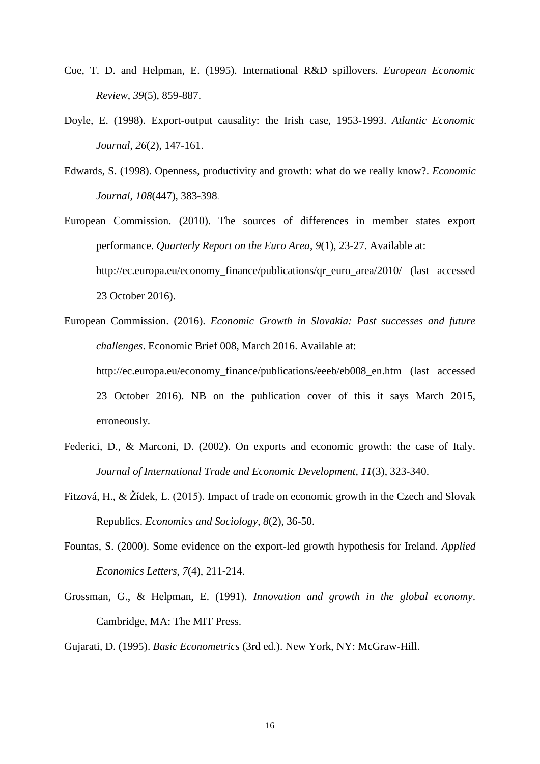Coe, T. D. and Helpman, E. (1995). International R&D spillovers. *European Economic Review*, *39*(5), 859-887.

Doyle, E. (1998). Export-output causality: the Irish case, 1953-1993. *Atlantic Economic Journal*, *26*(2), 147-161.

Edwards, S. (1998). Openness, productivity and growth: what do we really know?. *Economic Journal*, *108*(447), 383-398.

European Commission. (2010). The sources of differences in member states export performance. *Quarterly Report on the Euro Area*, *9*(1), 23-27. Available at: http://ec.europa.eu/economy_finance/publications/qr_euro_area/2010/ (last accessed 23 October 2016).

European Commission. (2016). *Economic Growth in Slovakia: Past successes and future challenges*. Economic Brief 008, March 2016. Available at: http://ec.europa.eu/economy_finance/publications/eeeb/eb008_en.htm (last accessed 23 October 2016). NB on the publication cover of this it says March 2015, erroneously.

Federici, D., & Marconi, D. (2002). On exports and economic growth: the case of Italy. *Journal of International Trade and Economic Development*, *11*(3), 323-340.

Fitzová, H., & Žídek, L. (2015). Impact of trade on economic growth in the Czech and Slovak Republics. *Economics and Sociology*, *8*(2), 36-50.

Fountas, S. (2000). Some evidence on the export-led growth hypothesis for Ireland. *Applied Economics Letters*, *7*(4), 211-214.

Grossman, G., & Helpman, E. (1991). *Innovation and growth in the global economy*. Cambridge, MA: The MIT Press.

Gujarati, D. (1995). *Basic Econometrics* (3rd ed.). New York, NY: McGraw-Hill.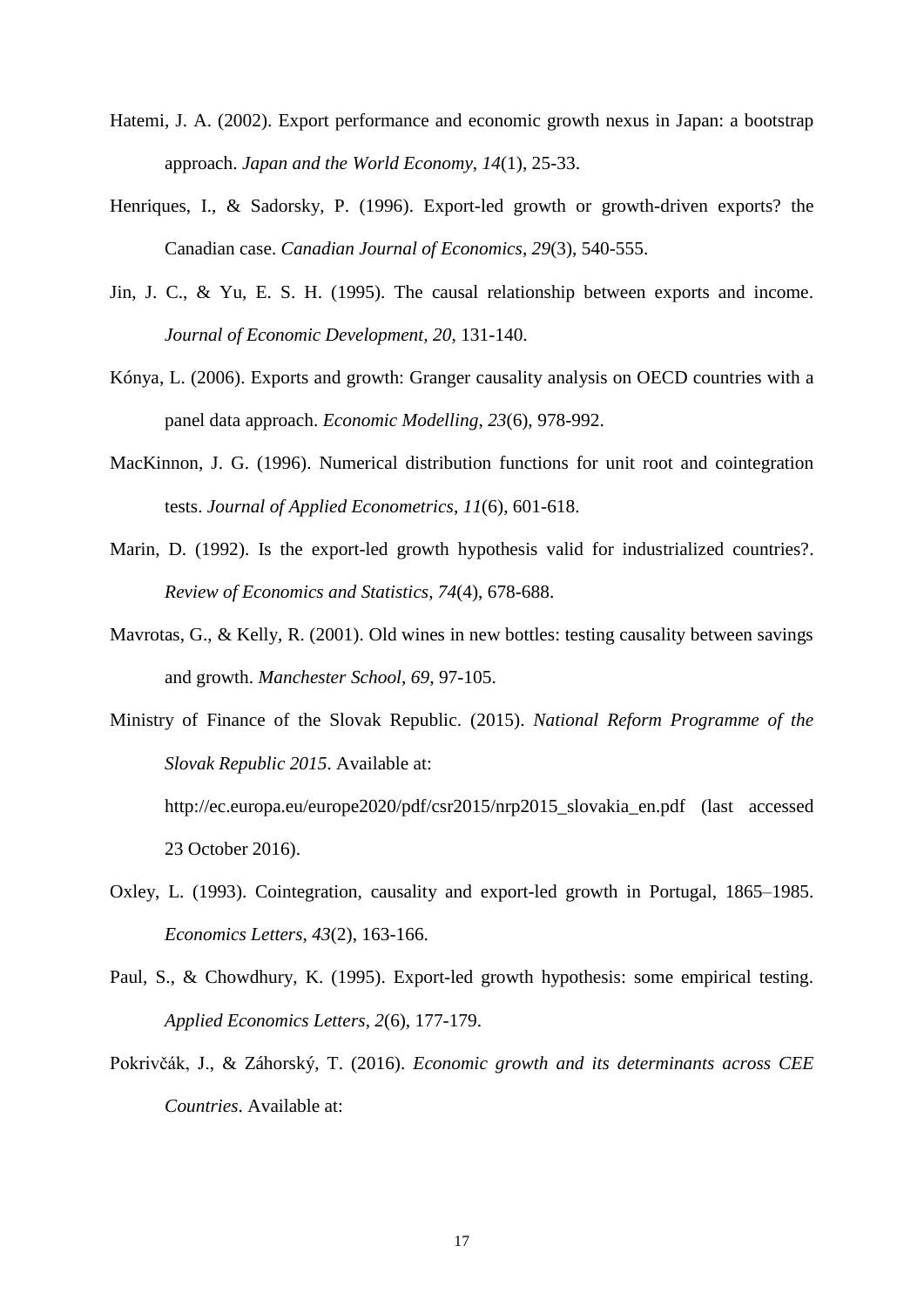Hatemi, J. A. (2002). Export performance and economic growth nexus in Japan: a bootstrap approach. *Japan and the World Economy*, *14*(1), 25-33.

Henriques, I., & Sadorsky, P. (1996). Export-led growth or growth-driven exports? the Canadian case. *Canadian Journal of Economics*, *29*(3), 540-555.

Jin, J. C., & Yu, E. S. H. (1995). The causal relationship between exports and income. *Journal of Economic Development*, *20*, 131-140.

Kónya, L. (2006). Exports and growth: Granger causality analysis on OECD countries with a panel data approach. *Economic Modelling*, *23*(6), 978-992.

MacKinnon, J. G. (1996). Numerical distribution functions for unit root and cointegration tests. *Journal of Applied Econometrics*, *11*(6), 601-618.

Marin, D. (1992). Is the export-led growth hypothesis valid for industrialized countries?. *Review of Economics and Statistics*, *74*(4), 678-688.

Mavrotas, G., & Kelly, R. (2001). Old wines in new bottles: testing causality between savings and growth. *Manchester School*, *69*, 97-105.

Ministry of Finance of the Slovak Republic. (2015). *National Reform Programme of the Slovak Republic 2015*. Available at: http://ec.europa.eu/europe2020/pdf/csr2015/nrp2015_slovakia_en.pdf (last accessed 23 October 2016).

Oxley, L. (1993). Cointegration, causality and export-led growth in Portugal, 1865–1985. *Economics Letters*, *43*(2), 163-166.

Paul, S., & Chowdhury, K. (1995). Export-led growth hypothesis: some empirical testing. *Applied Economics Letters*, *2*(6), 177-179.

Pokrivčák, J., & Záhorský, T. (2016). *Economic growth and its determinants across CEE Countries*. Available at: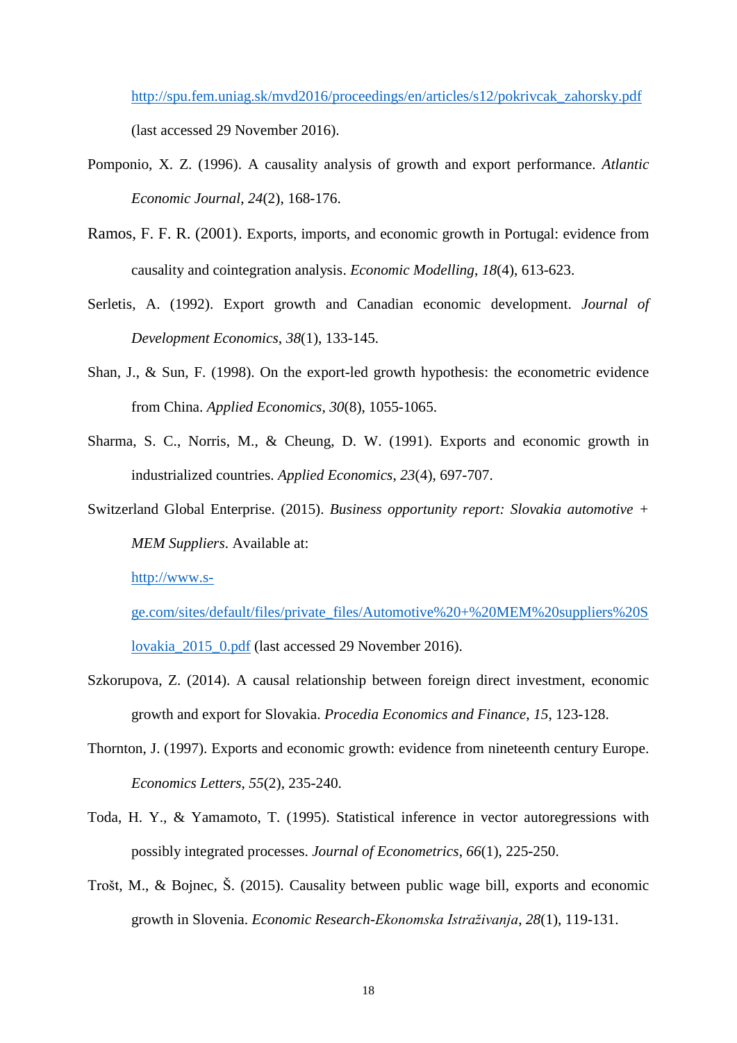http://spu.fem.uniag.sk/mvd2016/proceedings/en/articles/s12/pokrivcak_zahorsky.pdf (last accessed 29 November 2016).

Pomponio, X. Z. (1996). A causality analysis of growth and export performance. *Atlantic Economic Journal*, *24*(2), 168-176.

Ramos, F. F. R. (2001). Exports, imports, and economic growth in Portugal: evidence from causality and cointegration analysis. *Economic Modelling*, *18*(4), 613-623.

Serletis, A. (1992). Export growth and Canadian economic development. *Journal of Development Economics*, *38*(1), 133-145.

Shan, J., & Sun, F. (1998). On the export-led growth hypothesis: the econometric evidence from China. *Applied Economics*, *30*(8), 1055-1065.

Sharma, S. C., Norris, M., & Cheung, D. W. (1991). Exports and economic growth in industrialized countries. *Applied Economics*, *23*(4), 697-707.

Switzerland Global Enterprise. (2015). *Business opportunity report: Slovakia automotive + MEM Suppliers*. Available at: http://www.s-ge.com/sites/default/files/private_files/Automotive%20+%20MEM%20suppliers%20Slovakia_2015_0.pdf (last accessed 29 November 2016).

Szkorupova, Z. (2014). A causal relationship between foreign direct investment, economic growth and export for Slovakia. *Procedia Economics and Finance*, *15*, 123-128.

Thornton, J. (1997). Exports and economic growth: evidence from nineteenth century Europe. *Economics Letters*, *55*(2), 235-240.

Toda, H. Y., & Yamamoto, T. (1995). Statistical inference in vector autoregressions with possibly integrated processes. *Journal of Econometrics*, *66*(1), 225-250.

Trošt, M., & Bojnec, Š. (2015). Causality between public wage bill, exports and economic growth in Slovenia. *Economic Research-Ekonomska Istraživanja*, *28*(1), 119-131.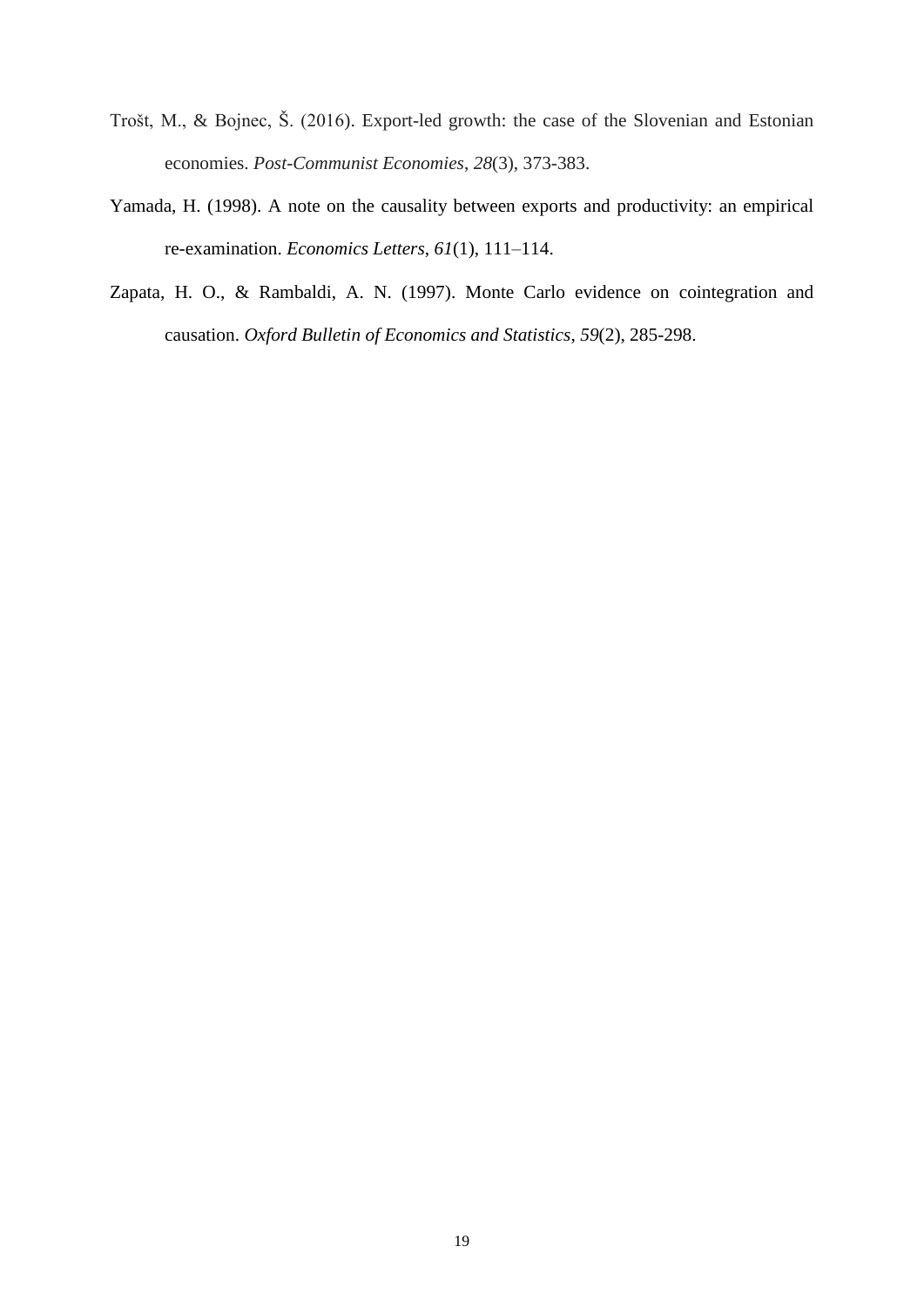Trošt, M., & Bojnec, Š. (2016). Export-led growth: the case of the Slovenian and Estonian economies. *Post-Communist Economies*, *28*(3), 373-383.

Yamada, H. (1998). A note on the causality between exports and productivity: an empirical re-examination. *Economics Letters*, *61*(1), 111–114.

Zapata, H. O., & Rambaldi, A. N. (1997). Monte Carlo evidence on cointegration and causation. *Oxford Bulletin of Economics and Statistics*, *59*(2), 285-298.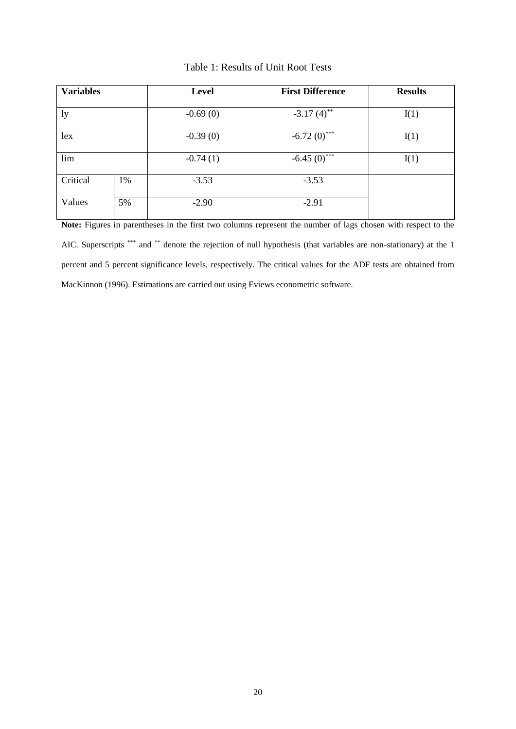Table 1: Results of Unit Root Tests

| Variables | | Level | First Difference | Results |
|---|---|---|---|---|
| ly | | -0.69 (0) | $-3.17\ (4)^{**}$ | I(1) |
| lex | | -0.39 (0) | $-6.72\ (0)^{***}$ | I(1) |
| lim | | -0.74 (1) | $-6.45\ (0)^{***}$ | I(1) |
| Critical | 1% | -3.53 | -3.53 | |
| Values | 5% | -2.90 | -2.91 | |

**Note:** Figures in parentheses in the first two columns represent the number of lags chosen with respect to the AIC. Superscripts $^{***}$ and $^{**}$ denote the rejection of null hypothesis (that variables are non-stationary) at the 1 percent and 5 percent significance levels, respectively. The critical values for the ADF tests are obtained from MacKinnon (1996). Estimations are carried out using Eviews econometric software.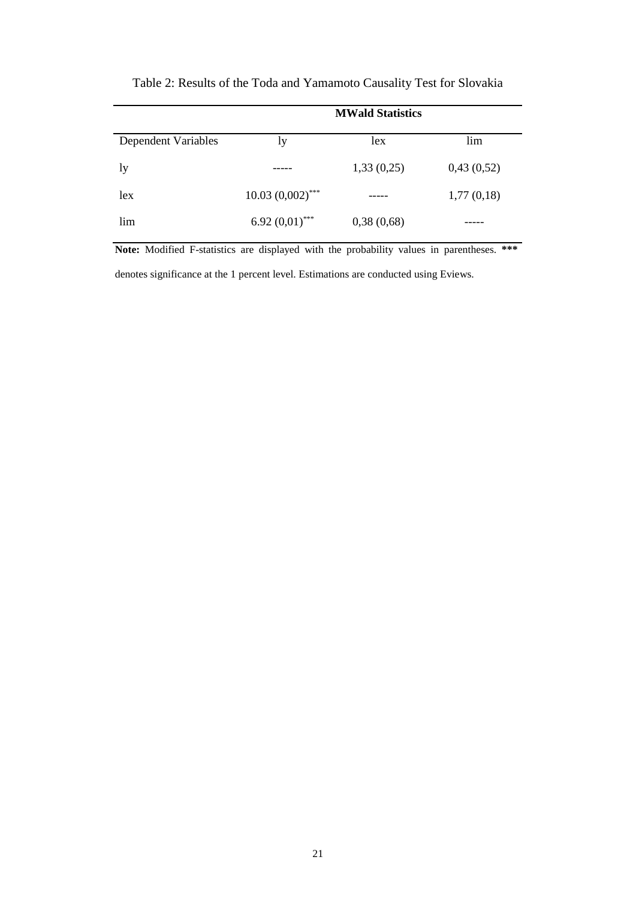Table 2: Results of the Toda and Yamamoto Causality Test for Slovakia

| | MWald Statistics | | |
|---|---|---|---|
| Dependent Variables | ly | lex | lim |
| ly | ----- | 1,33 (0,25) | 0,43 (0,52) |
| lex | 10.03 (0,002)*** | ----- | 1,77 (0,18) |
| lim | 6.92 (0,01)*** | 0,38 (0,68) | ----- |

**Note:** Modified F-statistics are displayed with the probability values in parentheses. *** denotes significance at the 1 percent level. Estimations are conducted using Eviews.